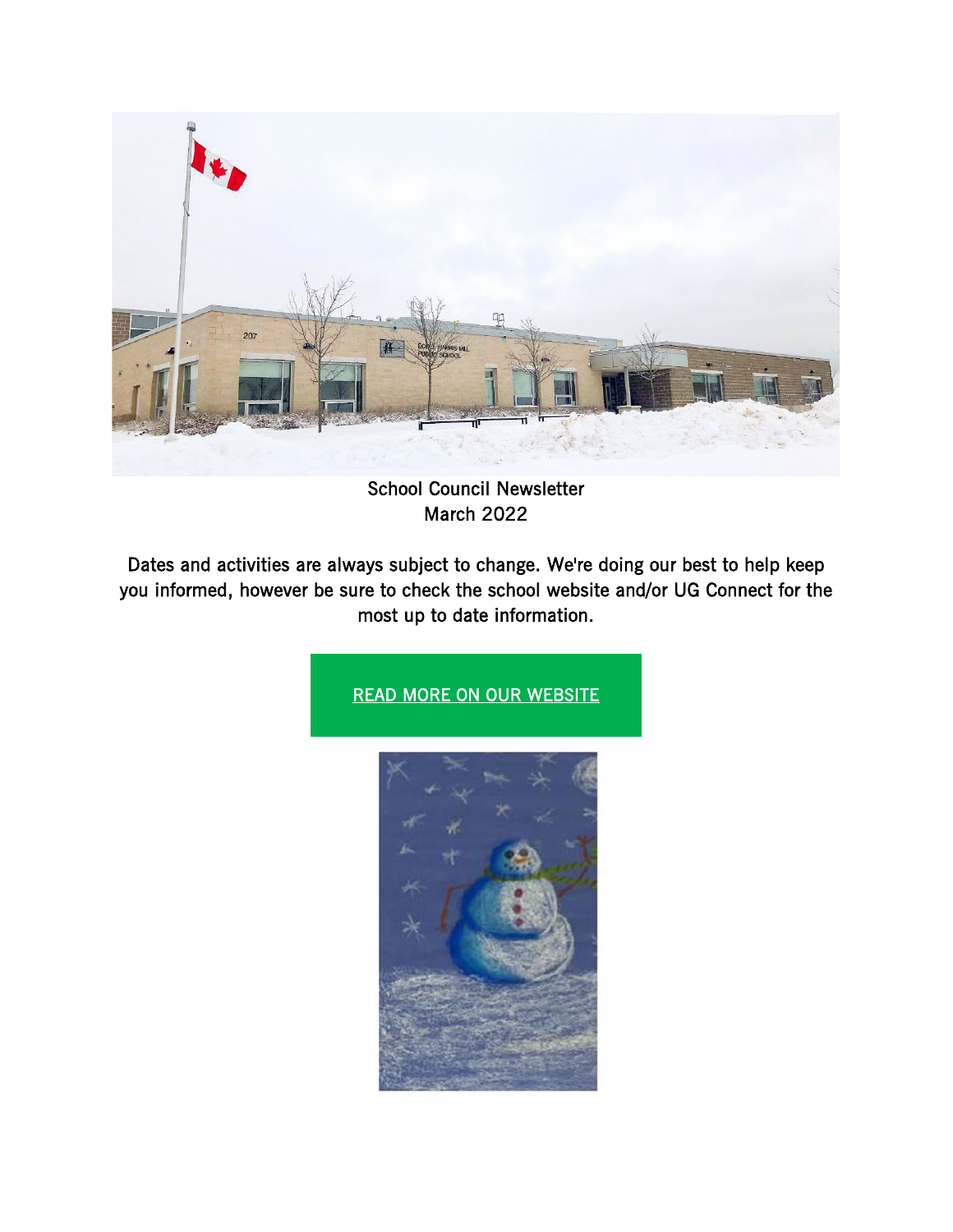School Council Newsletter
March 2022

Dates and activities are always subject to change. We're doing our best to help keep you informed, however be sure to check the school website and/or UG Connect for the most up to date information.

READ MORE ON OUR WEBSITE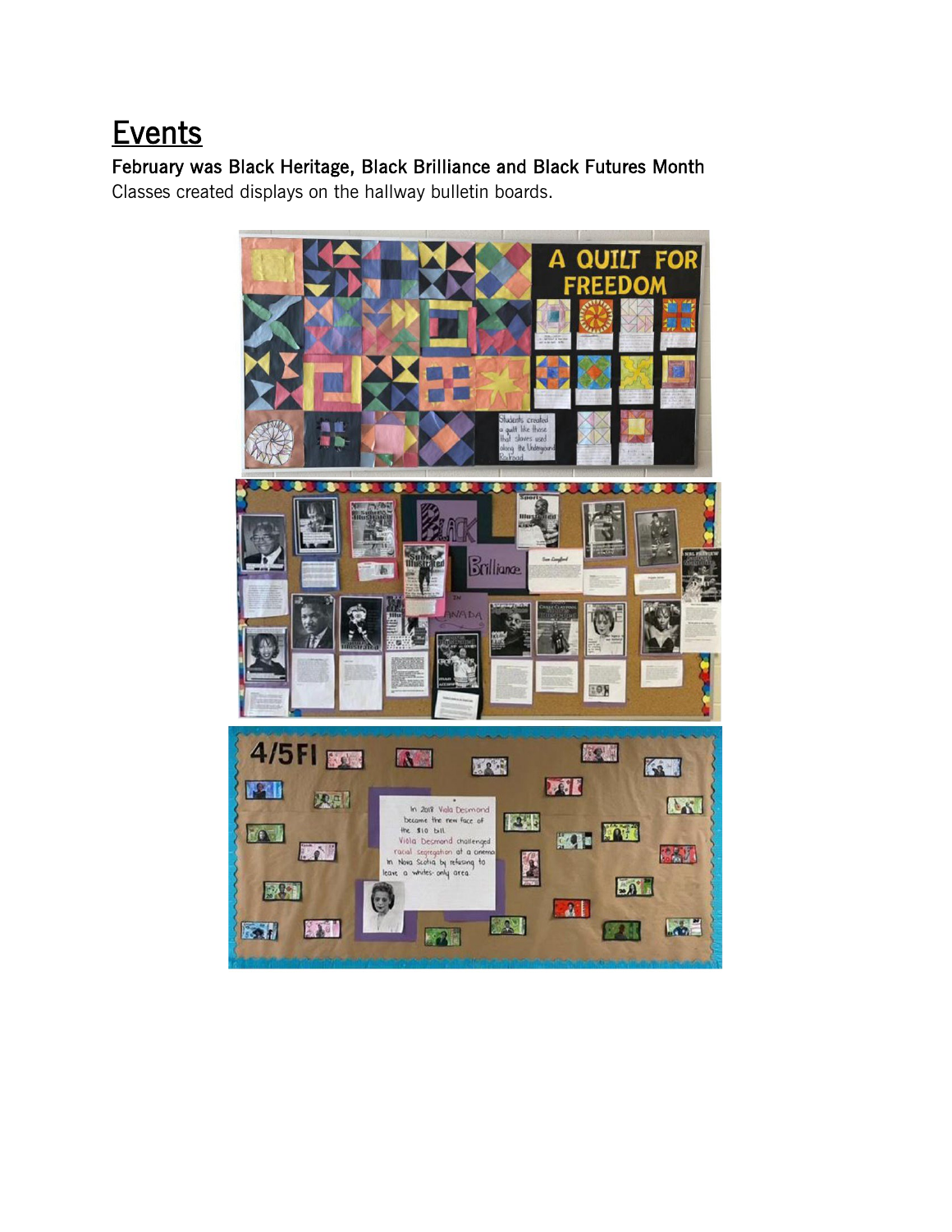# Events

**February was Black Heritage, Black Brilliance and Black Futures Month**

Classes created displays on the hallway bulletin boards.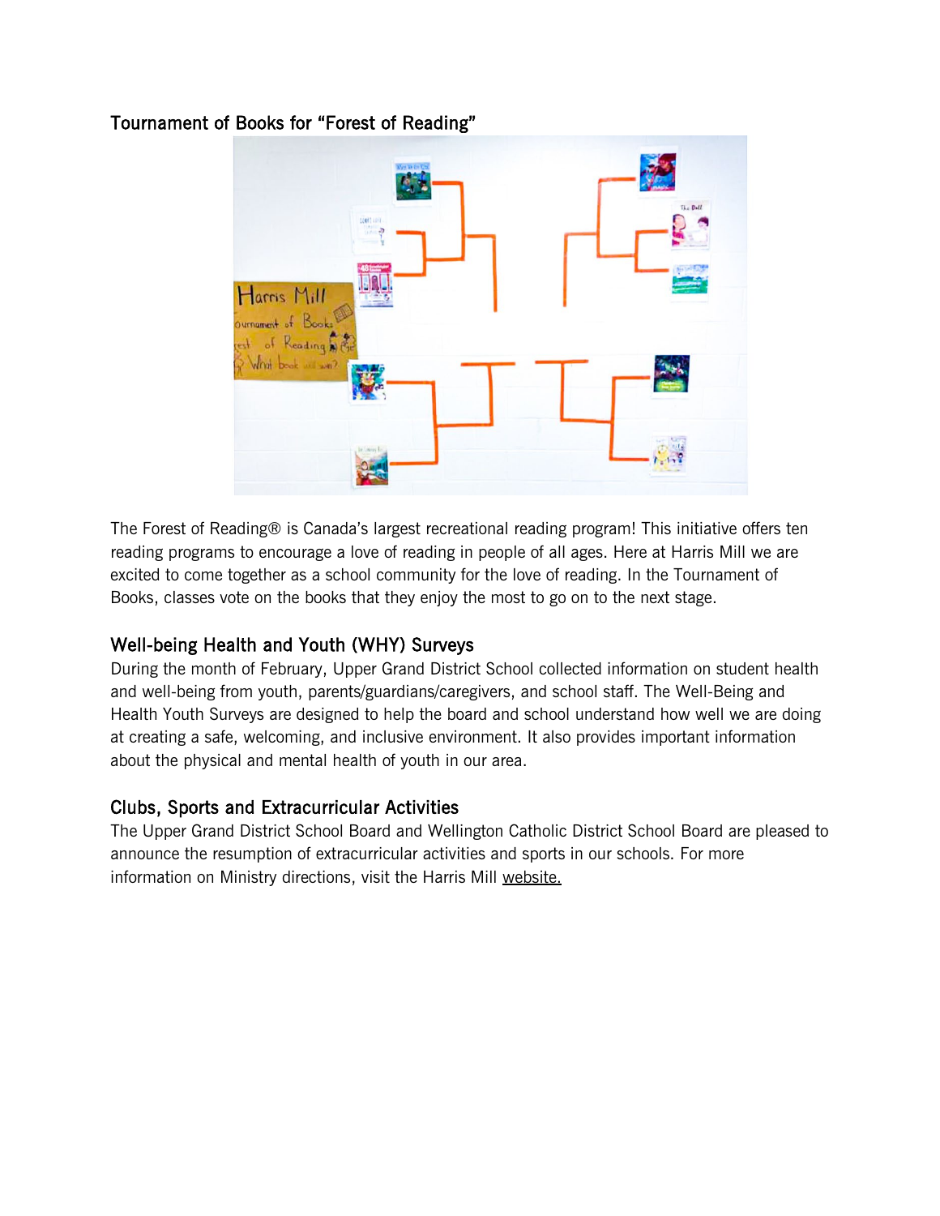## Tournament of Books for "Forest of Reading"

The Forest of Reading® is Canada's largest recreational reading program! This initiative offers ten reading programs to encourage a love of reading in people of all ages. Here at Harris Mill we are excited to come together as a school community for the love of reading. In the Tournament of Books, classes vote on the books that they enjoy the most to go on to the next stage.

## Well-being Health and Youth (WHY) Surveys

During the month of February, Upper Grand District School collected information on student health and well-being from youth, parents/guardians/caregivers, and school staff. The Well-Being and Health Youth Surveys are designed to help the board and school understand how well we are doing at creating a safe, welcoming, and inclusive environment. It also provides important information about the physical and mental health of youth in our area.

## Clubs, Sports and Extracurricular Activities

The Upper Grand District School Board and Wellington Catholic District School Board are pleased to announce the resumption of extracurricular activities and sports in our schools. For more information on Ministry directions, visit the Harris Mill website.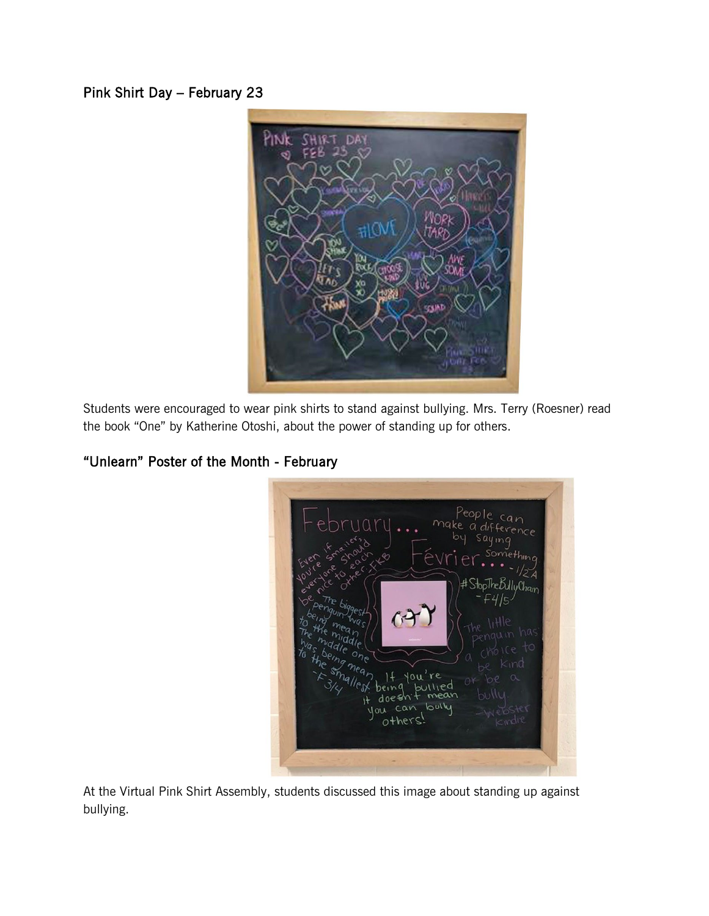## Pink Shirt Day – February 23

Students were encouraged to wear pink shirts to stand against bullying. Mrs. Terry (Roesner) read the book “One” by Katherine Otoshi, about the power of standing up for others.

## “Unlearn” Poster of the Month - February

At the Virtual Pink Shirt Assembly, students discussed this image about standing up against bullying.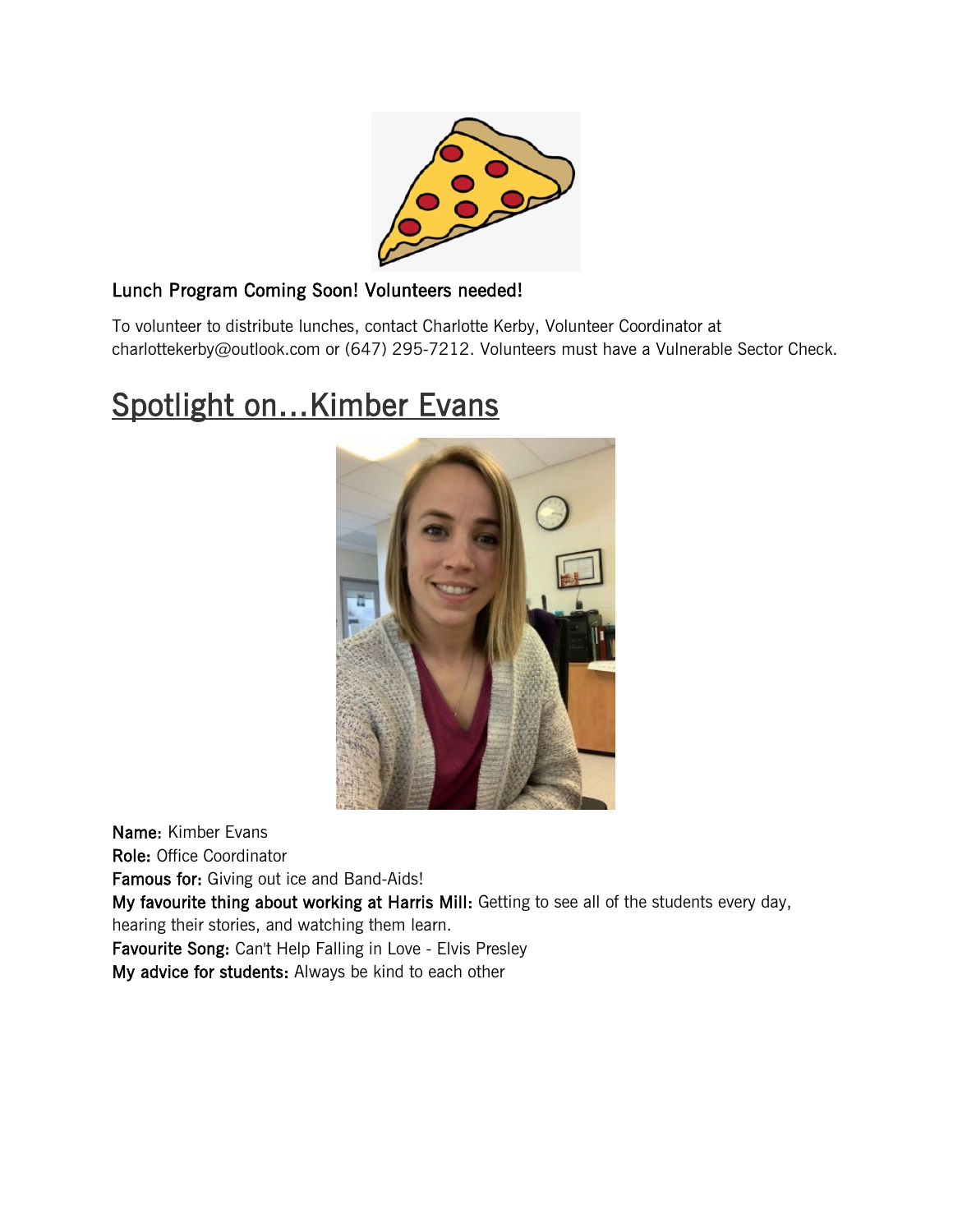**Lunch Program Coming Soon! Volunteers needed!**

To volunteer to distribute lunches, contact Charlotte Kerby, Volunteer Coordinator at charlottekerby@outlook.com or (647) 295-7212. Volunteers must have a Vulnerable Sector Check.

# Spotlight on…Kimber Evans

**Name:** Kimber Evans
**Role:** Office Coordinator
**Famous for:** Giving out ice and Band-Aids!
**My favourite thing about working at Harris Mill:** Getting to see all of the students every day, hearing their stories, and watching them learn.
**Favourite Song:** Can't Help Falling in Love - Elvis Presley
**My advice for students:** Always be kind to each other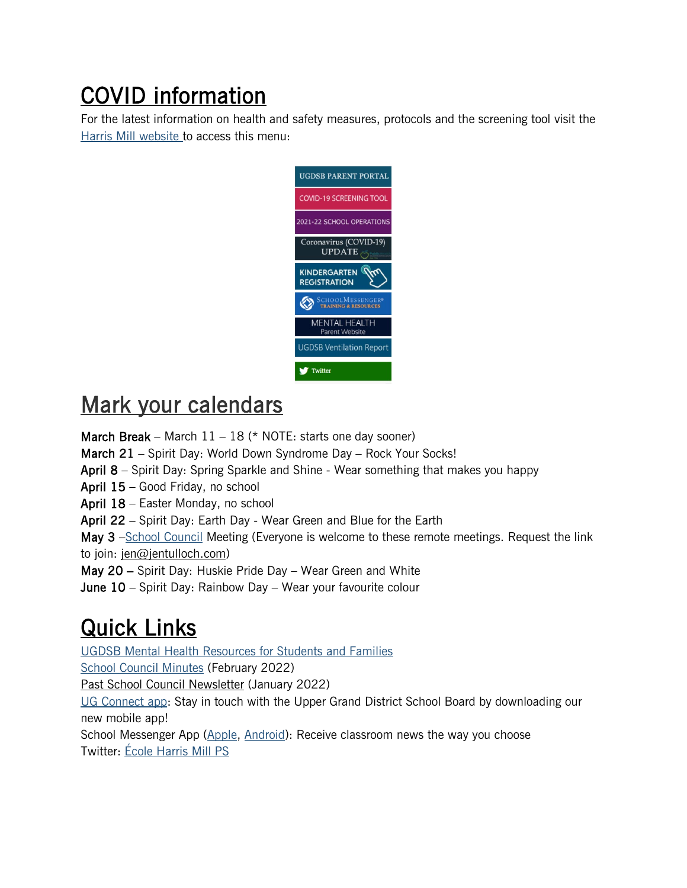# COVID information

For the latest information on health and safety measures, protocols and the screening tool visit the Harris Mill website to access this menu:

- UGDSB PARENT PORTAL
- COVID-19 SCREENING TOOL
- 2021-22 SCHOOL OPERATIONS
- Coronavirus (COVID-19) UPDATE
- KINDERGARTEN REGISTRATION
- SCHOOLMESSENGER TRAINING & RESOURCES
- MENTAL HEALTH Parent Website
- UGDSB Ventilation Report
- Twitter

# Mark your calendars

**March Break** – March 11 – 18 (* NOTE: starts one day sooner)
**March 21** – Spirit Day: World Down Syndrome Day – Rock Your Socks!
**April 8** – Spirit Day: Spring Sparkle and Shine - Wear something that makes you happy
**April 15** – Good Friday, no school
**April 18** – Easter Monday, no school
**April 22** – Spirit Day: Earth Day - Wear Green and Blue for the Earth
**May 3** –School Council Meeting (Everyone is welcome to these remote meetings. Request the link to join: jen@jentulloch.com)
**May 20 –** Spirit Day: Huskie Pride Day – Wear Green and White
**June 10** – Spirit Day: Rainbow Day – Wear your favourite colour

# Quick Links

UGDSB Mental Health Resources for Students and Families
School Council Minutes (February 2022)
Past School Council Newsletter (January 2022)
UG Connect app: Stay in touch with the Upper Grand District School Board by downloading our new mobile app!
School Messenger App (Apple, Android): Receive classroom news the way you choose
Twitter: École Harris Mill PS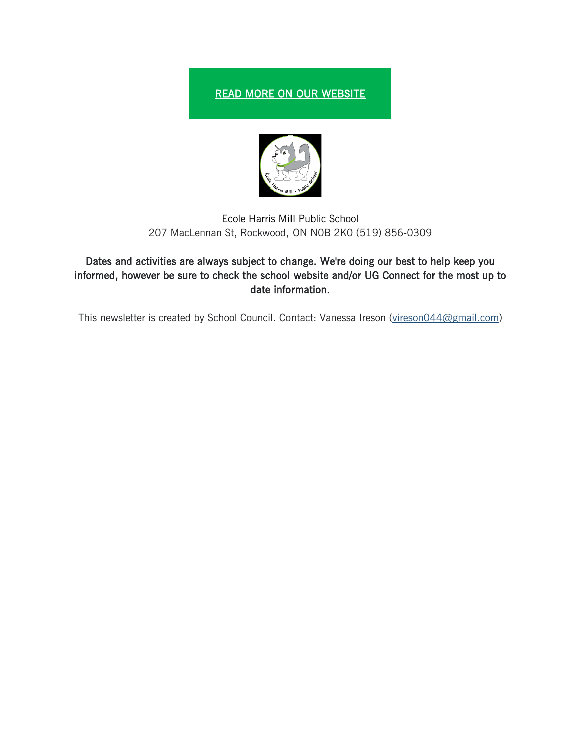[READ MORE ON OUR WEBSITE]

Ecole Harris Mill Public School
207 MacLennan St, Rockwood, ON N0B 2K0 (519) 856-0309

**Dates and activities are always subject to change. We're doing our best to help keep you informed, however be sure to check the school website and/or UG Connect for the most up to date information.**

This newsletter is created by School Council. Contact: Vanessa Ireson (vireson044@gmail.com)